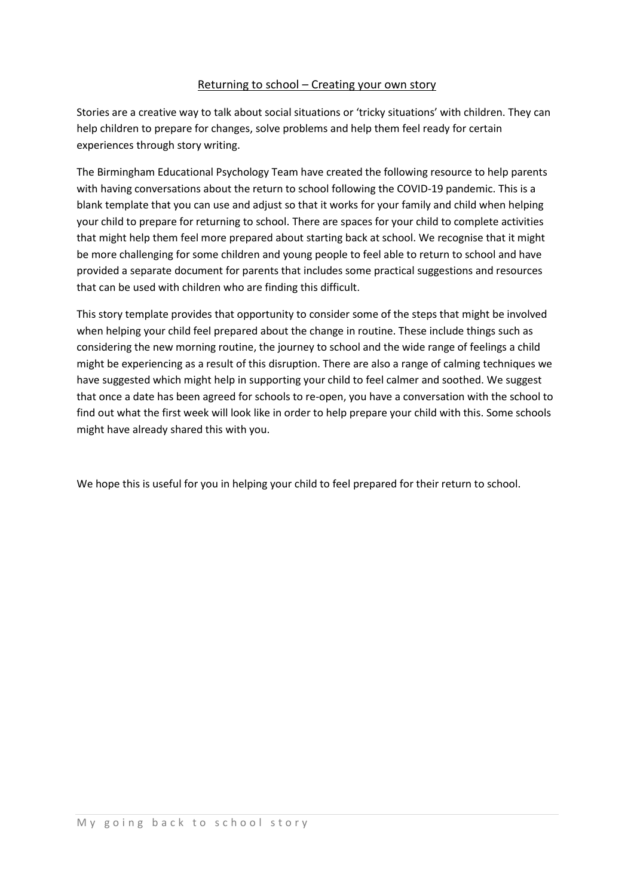# Returning to school – Creating your own story

Stories are a creative way to talk about social situations or 'tricky situations' with children. They can help children to prepare for changes, solve problems and help them feel ready for certain experiences through story writing.

The Birmingham Educational Psychology Team have created the following resource to help parents with having conversations about the return to school following the COVID-19 pandemic. This is a blank template that you can use and adjust so that it works for your family and child when helping your child to prepare for returning to school. There are spaces for your child to complete activities that might help them feel more prepared about starting back at school. We recognise that it might be more challenging for some children and young people to feel able to return to school and have provided a separate document for parents that includes some practical suggestions and resources that can be used with children who are finding this difficult.

This story template provides that opportunity to consider some of the steps that might be involved when helping your child feel prepared about the change in routine. These include things such as considering the new morning routine, the journey to school and the wide range of feelings a child might be experiencing as a result of this disruption. There are also a range of calming techniques we have suggested which might help in supporting your child to feel calmer and soothed. We suggest that once a date has been agreed for schools to re-open, you have a conversation with the school to find out what the first week will look like in order to help prepare your child with this. Some schools might have already shared this with you.

We hope this is useful for you in helping your child to feel prepared for their return to school.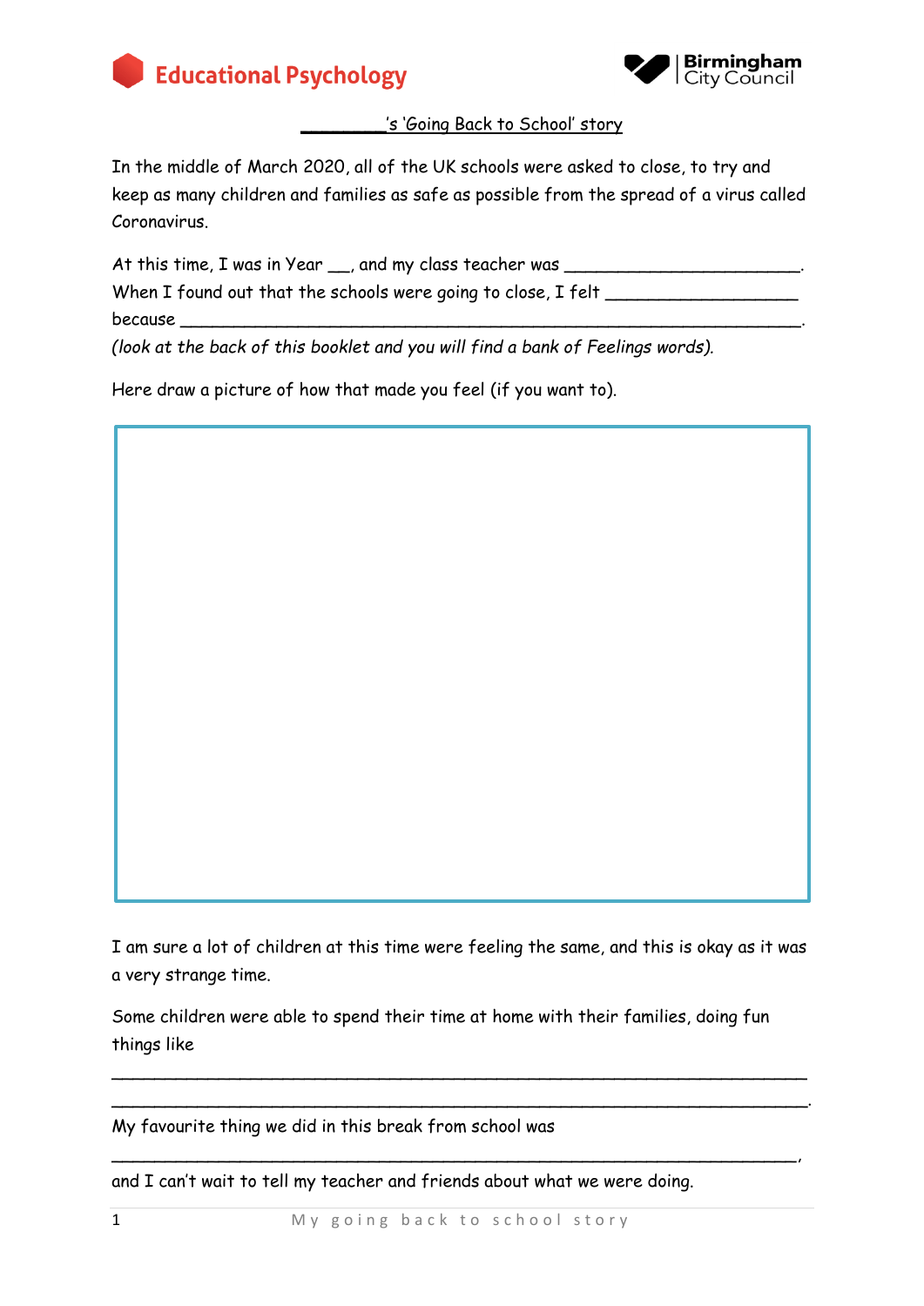Educational Psychology

Birmingham City Council

## ________'s 'Going Back to School' story

In the middle of March 2020, all of the UK schools were asked to close, to try and keep as many children and families as safe as possible from the spread of a virus called Coronavirus.

At this time, I was in Year ___, and my class teacher was _______________________.
When I found out that the schools were going to close, I felt __________________ because ____________________________________________________________.
*(look at the back of this booklet and you will find a bank of Feelings words).*

Here draw a picture of how that made you feel (if you want to).

I am sure a lot of children at this time were feeling the same, and this is okay as it was a very strange time.

Some children were able to spend their time at home with their families, doing fun things like

_____________________________________________________________________

_____________________________________________________________________.

My favourite thing we did in this break from school was

_____________________________________________________________________,

and I can't wait to tell my teacher and friends about what we were doing.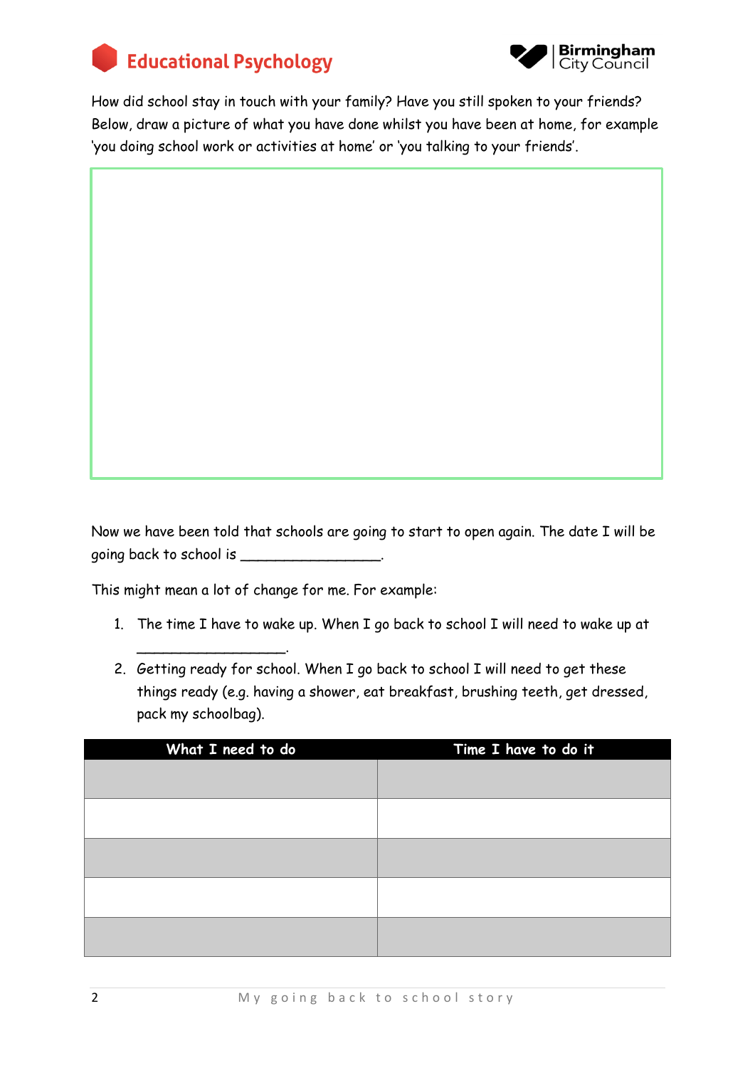How did school stay in touch with your family? Have you still spoken to your friends? Below, draw a picture of what you have done whilst you have been at home, for example 'you doing school work or activities at home' or 'you talking to your friends'.

Now we have been told that schools are going to start to open again. The date I will be going back to school is ________________.

This might mean a lot of change for me. For example:

1. The time I have to wake up. When I go back to school I will need to wake up at ________________.
2. Getting ready for school. When I go back to school I will need to get these things ready (e.g. having a shower, eat breakfast, brushing teeth, get dressed, pack my schoolbag).

| What I need to do | Time I have to do it |
| --- | --- |
| | |
| | |
| | |
| | |
| | |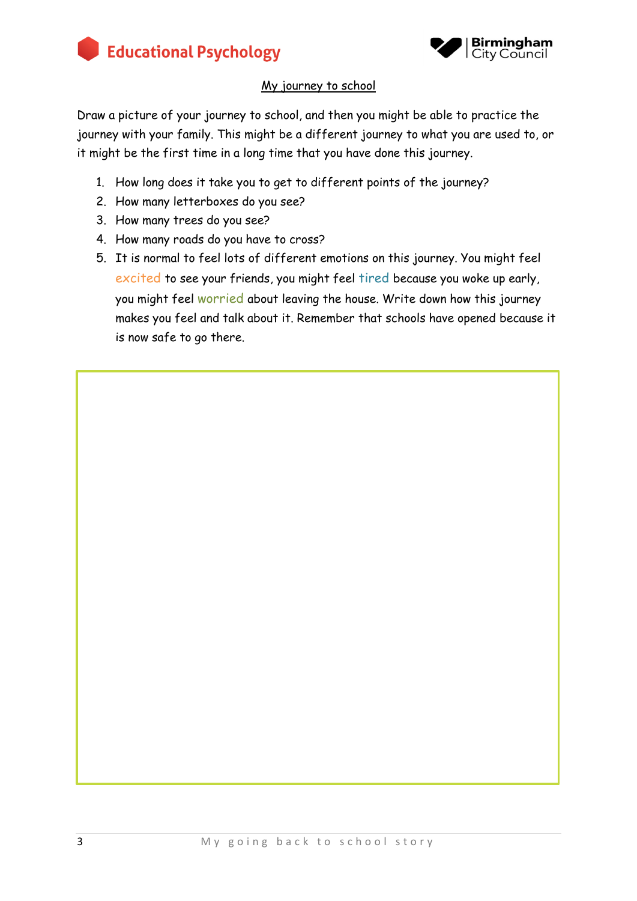## My journey to school

Draw a picture of your journey to school, and then you might be able to practice the journey with your family. This might be a different journey to what you are used to, or it might be the first time in a long time that you have done this journey.

1. How long does it take you to get to different points of the journey?
2. How many letterboxes do you see?
3. How many trees do you see?
4. How many roads do you have to cross?
5. It is normal to feel lots of different emotions on this journey. You might feel excited to see your friends, you might feel tired because you woke up early, you might feel worried about leaving the house. Write down how this journey makes you feel and talk about it. Remember that schools have opened because it is now safe to go there.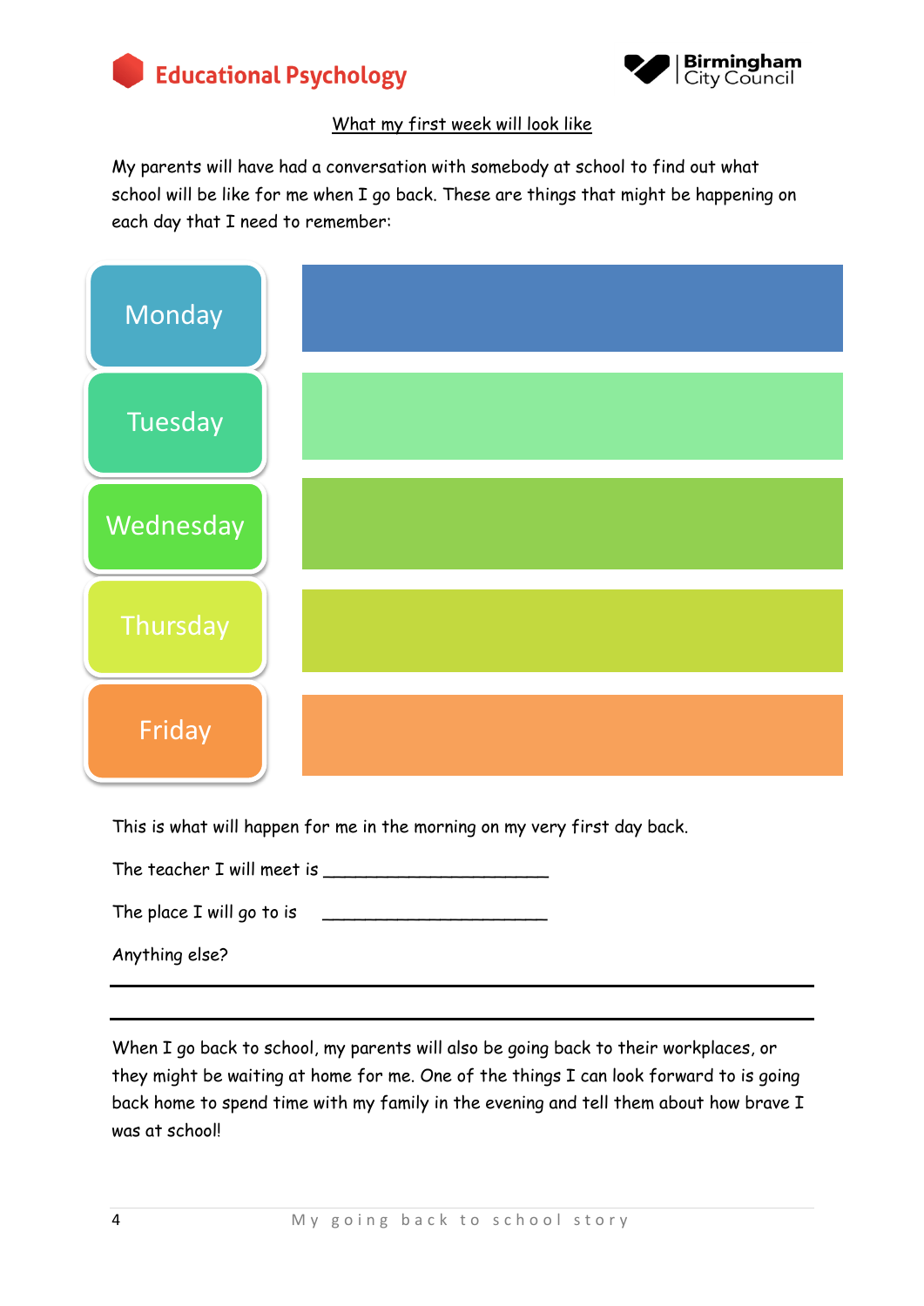## What my first week will look like

My parents will have had a conversation with somebody at school to find out what school will be like for me when I go back. These are things that might be happening on each day that I need to remember:

| Day | |
|---|---|
| Monday | |
| Tuesday | |
| Wednesday | |
| Thursday | |
| Friday | |

This is what will happen for me in the morning on my very first day back.

The teacher I will meet is ______________________

The place I will go to is ______________________

Anything else?

---

---

When I go back to school, my parents will also be going back to their workplaces, or they might be waiting at home for me. One of the things I can look forward to is going back home to spend time with my family in the evening and tell them about how brave I was at school!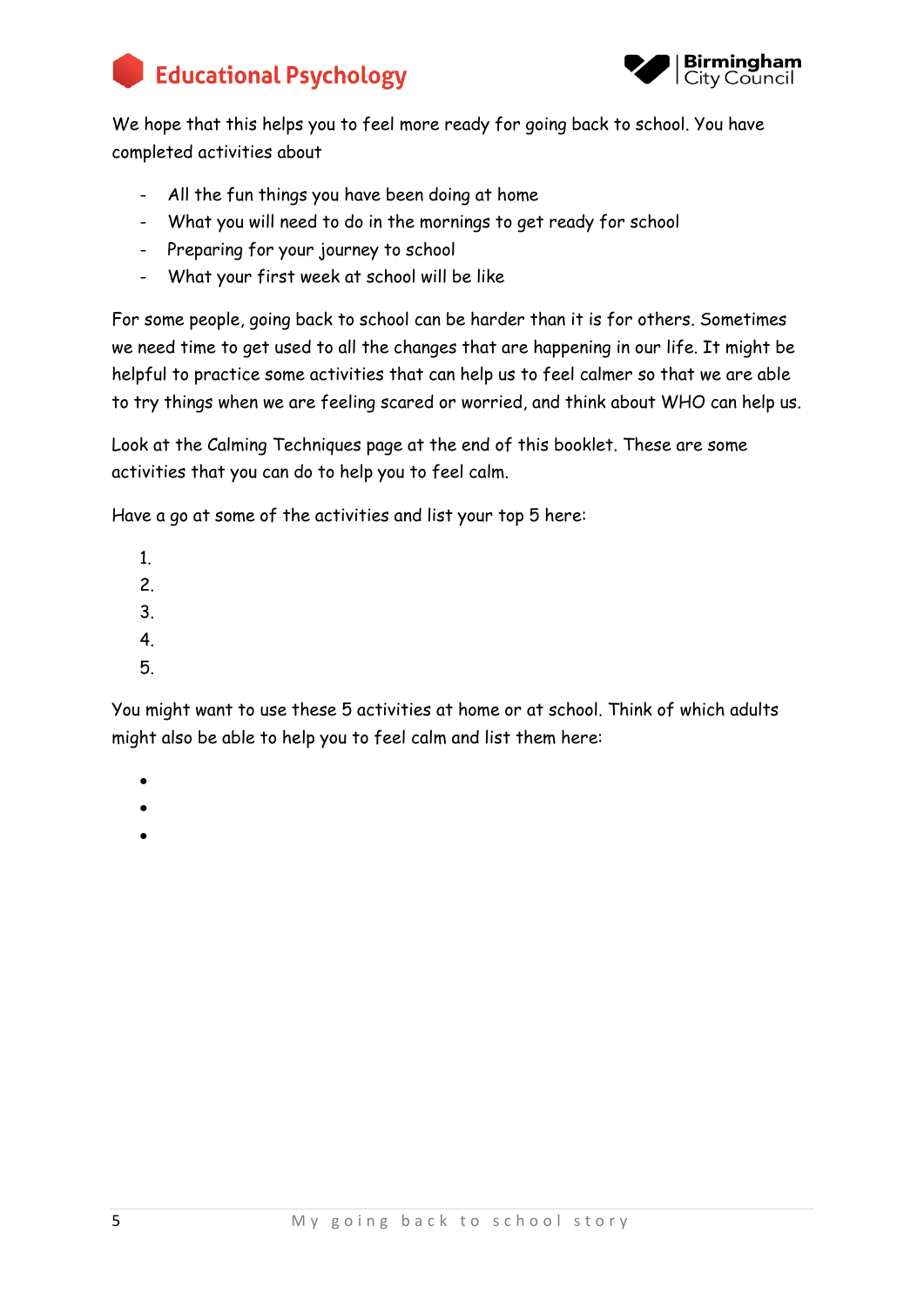We hope that this helps you to feel more ready for going back to school. You have completed activities about

- All the fun things you have been doing at home
- What you will need to do in the mornings to get ready for school
- Preparing for your journey to school
- What your first week at school will be like

For some people, going back to school can be harder than it is for others. Sometimes we need time to get used to all the changes that are happening in our life. It might be helpful to practice some activities that can help us to feel calmer so that we are able to try things when we are feeling scared or worried, and think about WHO can help us.

Look at the Calming Techniques page at the end of this booklet. These are some activities that you can do to help you to feel calm.

Have a go at some of the activities and list your top 5 here:

1.
2.
3.
4.
5.

You might want to use these 5 activities at home or at school. Think of which adults might also be able to help you to feel calm and list them here:

- 
- 
-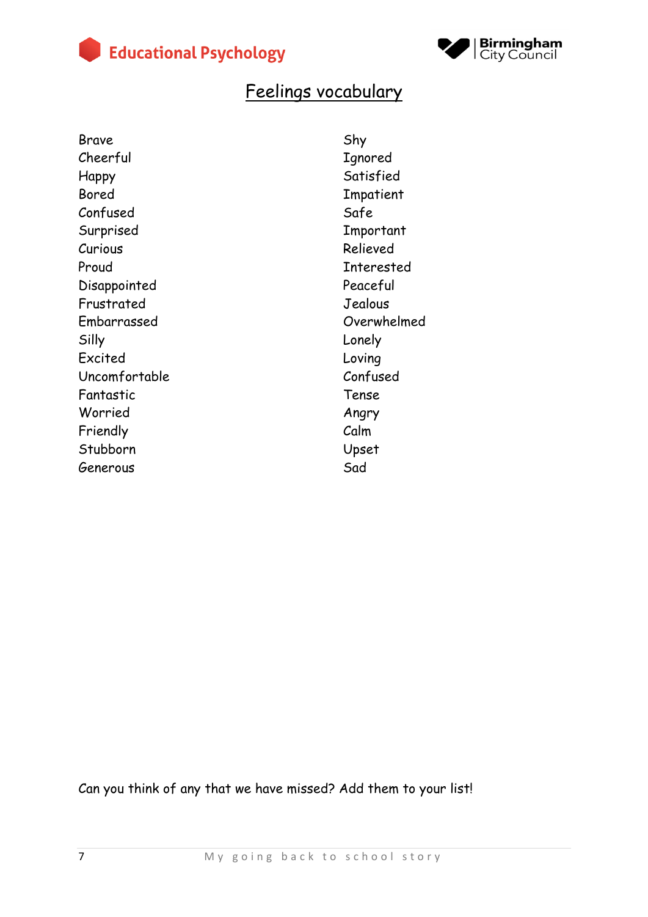# Feelings vocabulary

Brave
Cheerful
Happy
Bored
Confused
Surprised
Curious
Proud
Disappointed
Frustrated
Embarrassed
Silly
Excited
Uncomfortable
Fantastic
Worried
Friendly
Stubborn
Generous

Shy
Ignored
Satisfied
Impatient
Safe
Important
Relieved
Interested
Peaceful
Jealous
Overwhelmed
Lonely
Loving
Confused
Tense
Angry
Calm
Upset
Sad

Can you think of any that we have missed? Add them to your list!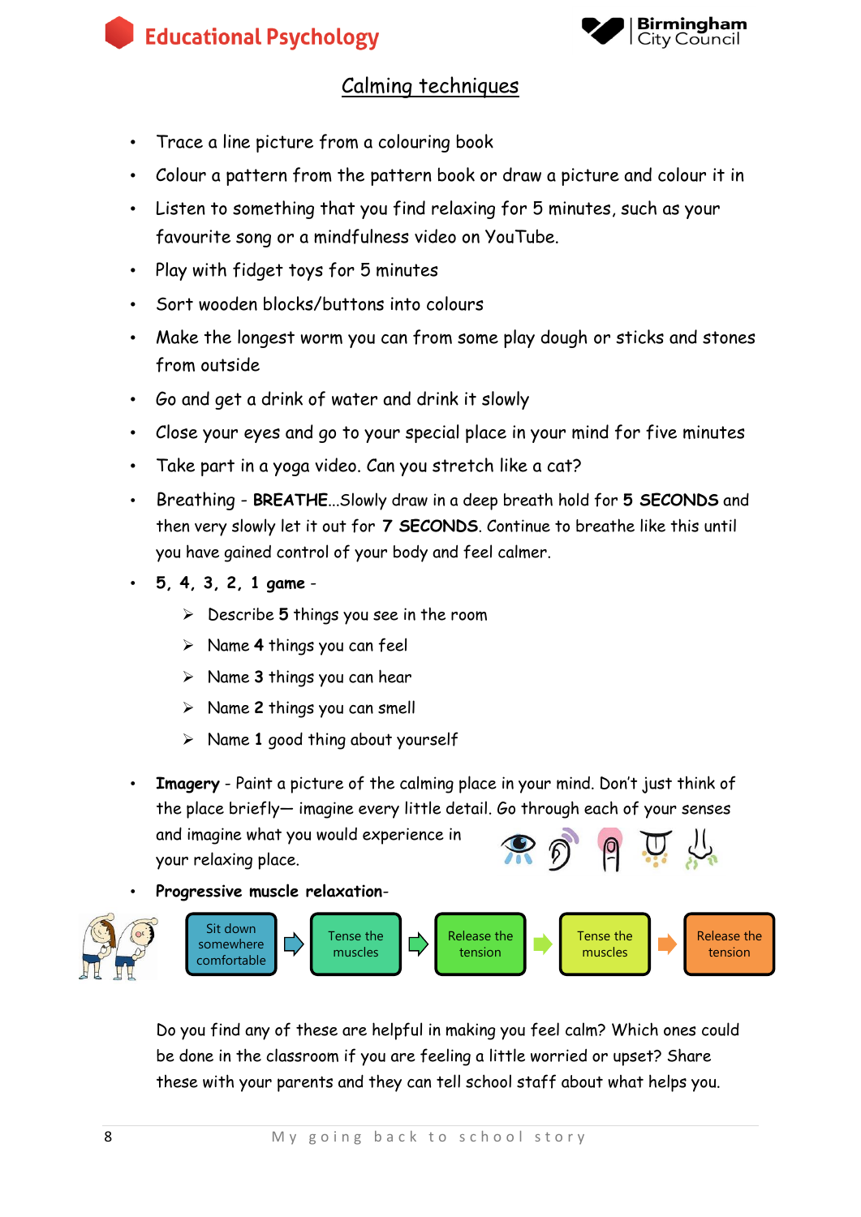## Calming techniques

- Trace a line picture from a colouring book
- Colour a pattern from the pattern book or draw a picture and colour it in
- Listen to something that you find relaxing for 5 minutes, such as your favourite song or a mindfulness video on YouTube.
- Play with fidget toys for 5 minutes
- Sort wooden blocks/buttons into colours
- Make the longest worm you can from some play dough or sticks and stones from outside
- Go and get a drink of water and drink it slowly
- Close your eyes and go to your special place in your mind for five minutes
- Take part in a yoga video. Can you stretch like a cat?
- Breathing - **BREATHE**...Slowly draw in a deep breath hold for **5 SECONDS** and then very slowly let it out for **7 SECONDS**. Continue to breathe like this until you have gained control of your body and feel calmer.
- **5, 4, 3, 2, 1 game** -
  - Describe **5** things you see in the room
  - Name **4** things you can feel
  - Name **3** things you can hear
  - Name **2** things you can smell
  - Name **1** good thing about yourself
- **Imagery** - Paint a picture of the calming place in your mind. Don't just think of the place briefly— imagine every little detail. Go through each of your senses and imagine what you would experience in your relaxing place.
- **Progressive muscle relaxation**-

Sit down somewhere comfortable → Tense the muscles → Release the tension → Tense the muscles → Release the tension

Do you find any of these are helpful in making you feel calm? Which ones could be done in the classroom if you are feeling a little worried or upset? Share these with your parents and they can tell school staff about what helps you.